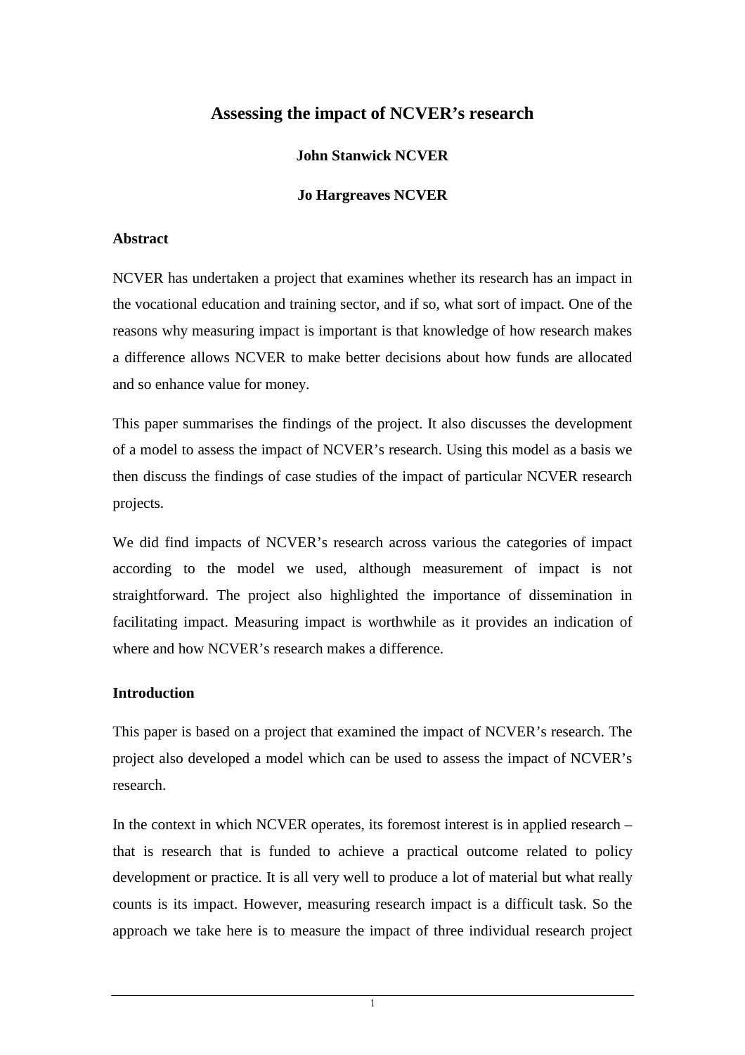# Assessing the impact of NCVER's research

**John Stanwick NCVER**

**Jo Hargreaves NCVER**

## Abstract

NCVER has undertaken a project that examines whether its research has an impact in the vocational education and training sector, and if so, what sort of impact. One of the reasons why measuring impact is important is that knowledge of how research makes a difference allows NCVER to make better decisions about how funds are allocated and so enhance value for money.

This paper summarises the findings of the project. It also discusses the development of a model to assess the impact of NCVER's research. Using this model as a basis we then discuss the findings of case studies of the impact of particular NCVER research projects.

We did find impacts of NCVER's research across various the categories of impact according to the model we used, although measurement of impact is not straightforward. The project also highlighted the importance of dissemination in facilitating impact. Measuring impact is worthwhile as it provides an indication of where and how NCVER's research makes a difference.

## Introduction

This paper is based on a project that examined the impact of NCVER's research. The project also developed a model which can be used to assess the impact of NCVER's research.

In the context in which NCVER operates, its foremost interest is in applied research – that is research that is funded to achieve a practical outcome related to policy development or practice. It is all very well to produce a lot of material but what really counts is its impact. However, measuring research impact is a difficult task. So the approach we take here is to measure the impact of three individual research project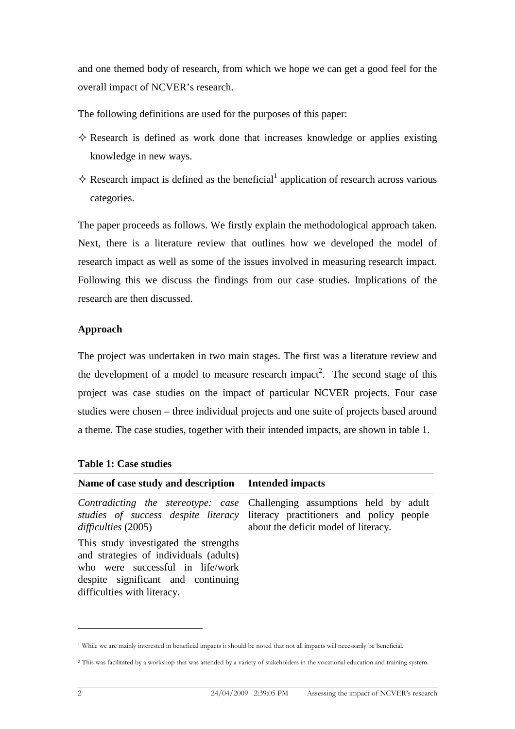and one themed body of research, from which we hope we can get a good feel for the overall impact of NCVER's research.

The following definitions are used for the purposes of this paper:

- Research is defined as work done that increases knowledge or applies existing knowledge in new ways.
- Research impact is defined as the beneficial[1] application of research across various categories.

The paper proceeds as follows. We firstly explain the methodological approach taken. Next, there is a literature review that outlines how we developed the model of research impact as well as some of the issues involved in measuring research impact. Following this we discuss the findings from our case studies. Implications of the research are then discussed.

**Approach**

The project was undertaken in two main stages. The first was a literature review and the development of a model to measure research impact[2]. The second stage of this project was case studies on the impact of particular NCVER projects. Four case studies were chosen – three individual projects and one suite of projects based around a theme. The case studies, together with their intended impacts, are shown in table 1.

**Table 1: Case studies**

| Name of case study and description | Intended impacts |
|---|---|
| *Contradicting the stereotype: case studies of success despite literacy difficulties* (2005)<br><br>This study investigated the strengths and strategies of individuals (adults) who were successful in life/work despite significant and continuing difficulties with literacy. | Challenging assumptions held by adult literacy practitioners and policy people about the deficit model of literacy. |

[1] While we are mainly interested in beneficial impacts it should be noted that not all impacts will necessarily be beneficial.

[2] This was facilitated by a workshop that was attended by a variety of stakeholders in the vocational education and training system.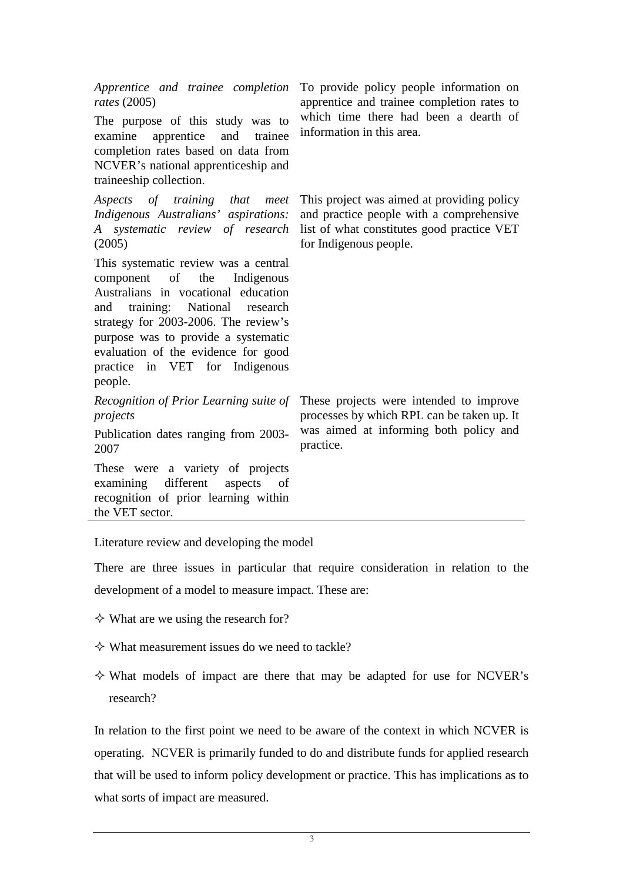| | |
|---|---|
| *Apprentice and trainee completion rates* (2005)<br><br>The purpose of this study was to examine apprentice and trainee completion rates based on data from NCVER's national apprenticeship and traineeship collection. | To provide policy people information on apprentice and trainee completion rates to which time there had been a dearth of information in this area. |
| *Aspects of training that meet Indigenous Australians' aspirations: A systematic review of research* (2005)<br><br>This systematic review was a central component of the Indigenous Australians in vocational education and training: National research strategy for 2003-2006. The review's purpose was to provide a systematic evaluation of the evidence for good practice in VET for Indigenous people. | This project was aimed at providing policy and practice people with a comprehensive list of what constitutes good practice VET for Indigenous people. |
| *Recognition of Prior Learning suite of projects*<br><br>Publication dates ranging from 2003-2007<br><br>These were a variety of projects examining different aspects of recognition of prior learning within the VET sector. | These projects were intended to improve processes by which RPL can be taken up. It was aimed at informing both policy and practice. |

Literature review and developing the model

There are three issues in particular that require consideration in relation to the development of a model to measure impact. These are:

- What are we using the research for?
- What measurement issues do we need to tackle?
- What models of impact are there that may be adapted for use for NCVER's research?

In relation to the first point we need to be aware of the context in which NCVER is operating. NCVER is primarily funded to do and distribute funds for applied research that will be used to inform policy development or practice. This has implications as to what sorts of impact are measured.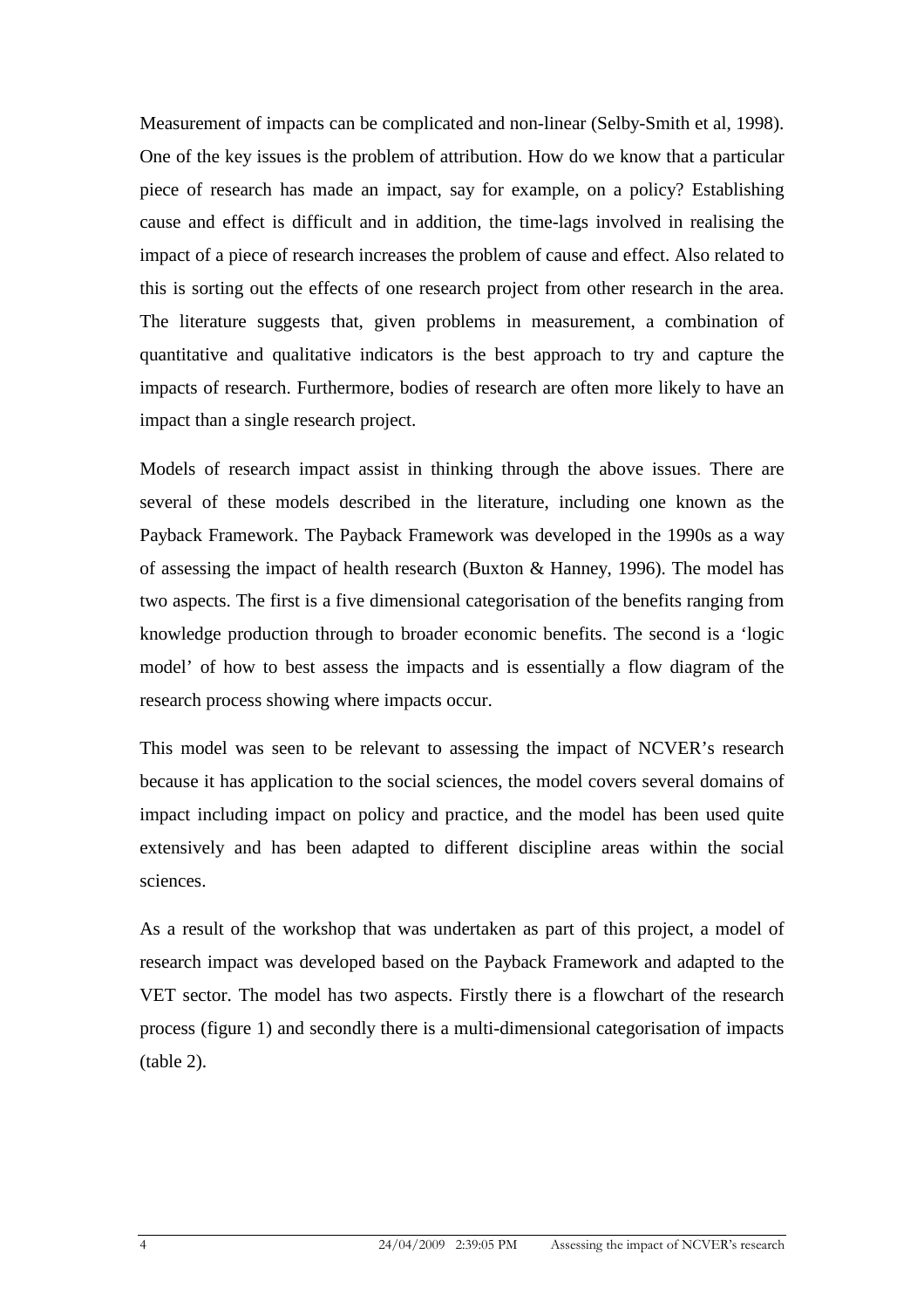Measurement of impacts can be complicated and non-linear (Selby-Smith et al, 1998). One of the key issues is the problem of attribution. How do we know that a particular piece of research has made an impact, say for example, on a policy? Establishing cause and effect is difficult and in addition, the time-lags involved in realising the impact of a piece of research increases the problem of cause and effect. Also related to this is sorting out the effects of one research project from other research in the area. The literature suggests that, given problems in measurement, a combination of quantitative and qualitative indicators is the best approach to try and capture the impacts of research. Furthermore, bodies of research are often more likely to have an impact than a single research project.

Models of research impact assist in thinking through the above issues. There are several of these models described in the literature, including one known as the Payback Framework. The Payback Framework was developed in the 1990s as a way of assessing the impact of health research (Buxton & Hanney, 1996). The model has two aspects. The first is a five dimensional categorisation of the benefits ranging from knowledge production through to broader economic benefits. The second is a 'logic model' of how to best assess the impacts and is essentially a flow diagram of the research process showing where impacts occur.

This model was seen to be relevant to assessing the impact of NCVER's research because it has application to the social sciences, the model covers several domains of impact including impact on policy and practice, and the model has been used quite extensively and has been adapted to different discipline areas within the social sciences.

As a result of the workshop that was undertaken as part of this project, a model of research impact was developed based on the Payback Framework and adapted to the VET sector. The model has two aspects. Firstly there is a flowchart of the research process (figure 1) and secondly there is a multi-dimensional categorisation of impacts (table 2).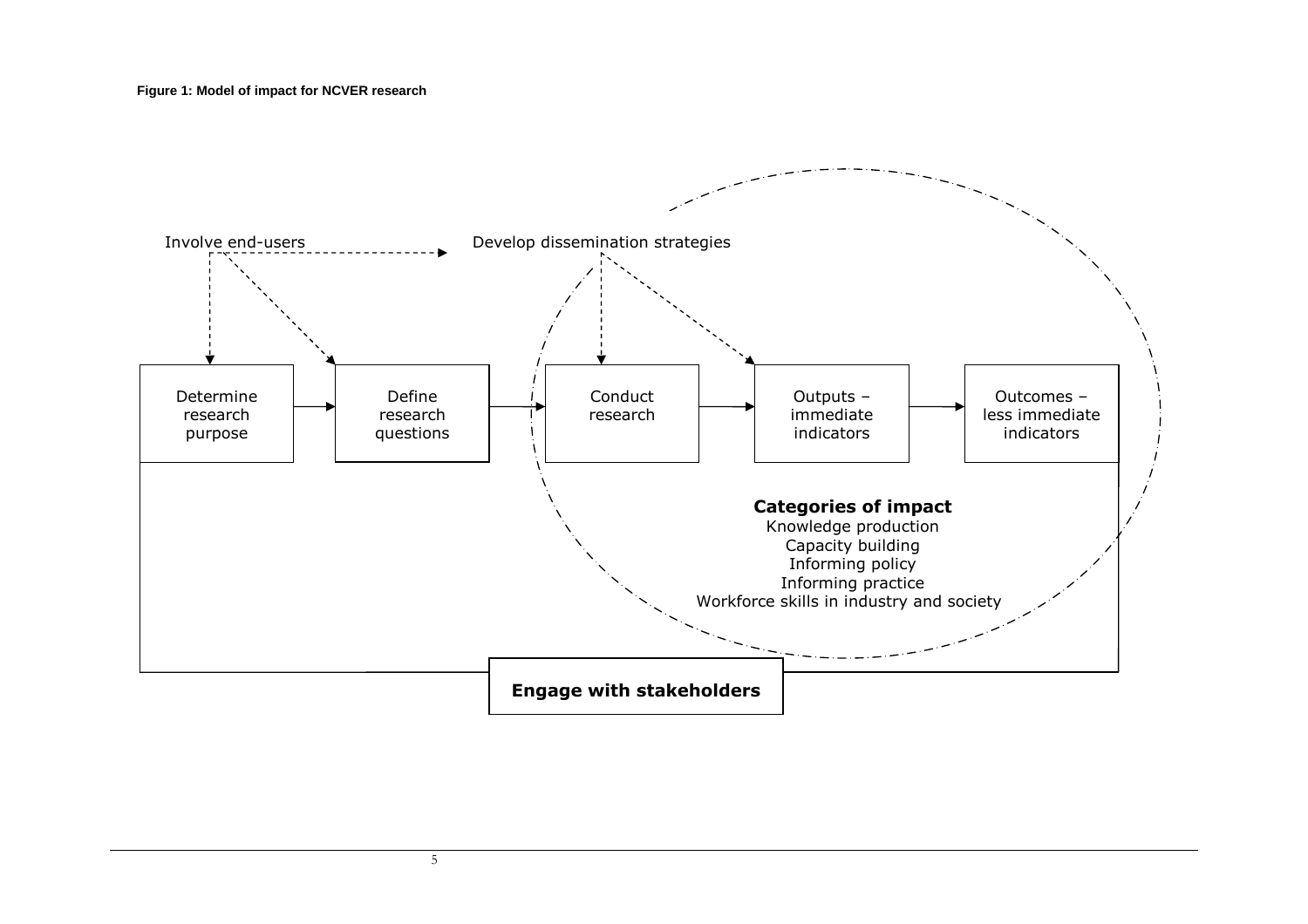**Figure 1: Model of impact for NCVER research**

Involve end-users

Develop dissemination strategies

Determine research purpose

Define research questions

Conduct research

Outputs – immediate indicators

Outcomes – less immediate indicators

**Categories of impact**

Knowledge production

Capacity building

Informing policy

Informing practice

Workforce skills in industry and society

**Engage with stakeholders**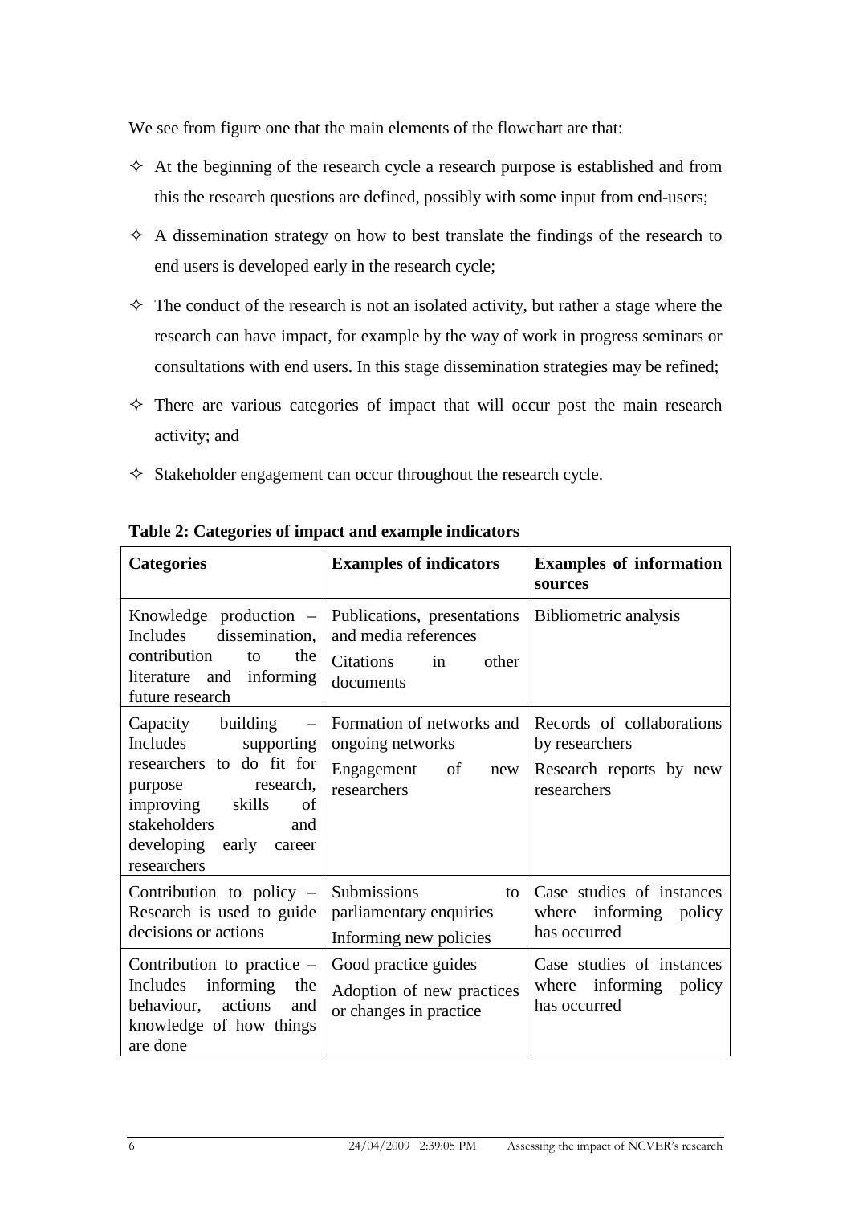We see from figure one that the main elements of the flowchart are that:

- At the beginning of the research cycle a research purpose is established and from this the research questions are defined, possibly with some input from end-users;
- A dissemination strategy on how to best translate the findings of the research to end users is developed early in the research cycle;
- The conduct of the research is not an isolated activity, but rather a stage where the research can have impact, for example by the way of work in progress seminars or consultations with end users. In this stage dissemination strategies may be refined;
- There are various categories of impact that will occur post the main research activity; and
- Stakeholder engagement can occur throughout the research cycle.

**Table 2: Categories of impact and example indicators**

| Categories | Examples of indicators | Examples of information sources |
|---|---|---|
| Knowledge production – Includes dissemination, contribution to the literature and informing future research | Publications, presentations and media references<br>Citations in other documents | Bibliometric analysis |
| Capacity building – Includes supporting researchers to do fit for purpose research, improving skills of stakeholders and developing early career researchers | Formation of networks and ongoing networks<br>Engagement of new researchers | Records of collaborations by researchers<br>Research reports by new researchers |
| Contribution to policy – Research is used to guide decisions or actions | Submissions to parliamentary enquiries<br>Informing new policies | Case studies of instances where informing policy has occurred |
| Contribution to practice – Includes informing the behaviour, actions and knowledge of how things are done | Good practice guides<br>Adoption of new practices or changes in practice | Case studies of instances where informing policy has occurred |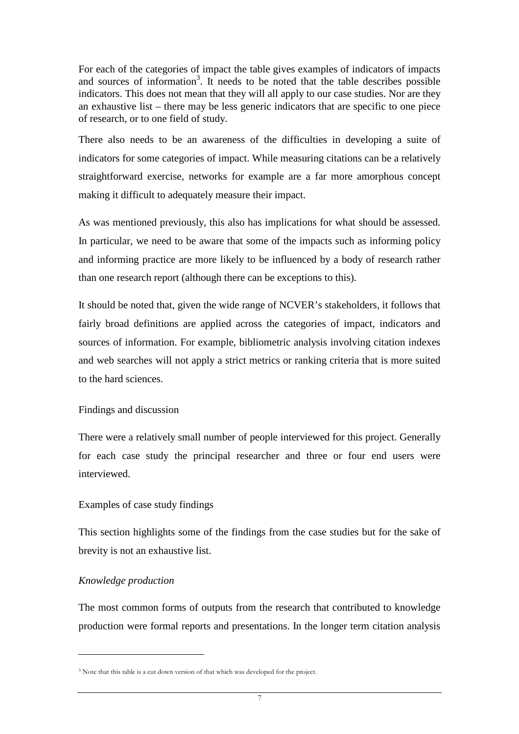For each of the categories of impact the table gives examples of indicators of impacts and sources of information[3]. It needs to be noted that the table describes possible indicators. This does not mean that they will all apply to our case studies. Nor are they an exhaustive list – there may be less generic indicators that are specific to one piece of research, or to one field of study.

There also needs to be an awareness of the difficulties in developing a suite of indicators for some categories of impact. While measuring citations can be a relatively straightforward exercise, networks for example are a far more amorphous concept making it difficult to adequately measure their impact.

As was mentioned previously, this also has implications for what should be assessed. In particular, we need to be aware that some of the impacts such as informing policy and informing practice are more likely to be influenced by a body of research rather than one research report (although there can be exceptions to this).

It should be noted that, given the wide range of NCVER's stakeholders, it follows that fairly broad definitions are applied across the categories of impact, indicators and sources of information. For example, bibliometric analysis involving citation indexes and web searches will not apply a strict metrics or ranking criteria that is more suited to the hard sciences.

## Findings and discussion

There were a relatively small number of people interviewed for this project. Generally for each case study the principal researcher and three or four end users were interviewed.

### Examples of case study findings

This section highlights some of the findings from the case studies but for the sake of brevity is not an exhaustive list.

#### *Knowledge production*

The most common forms of outputs from the research that contributed to knowledge production were formal reports and presentations. In the longer term citation analysis

---

[3] Note that this table is a cut down version of that which was developed for the project.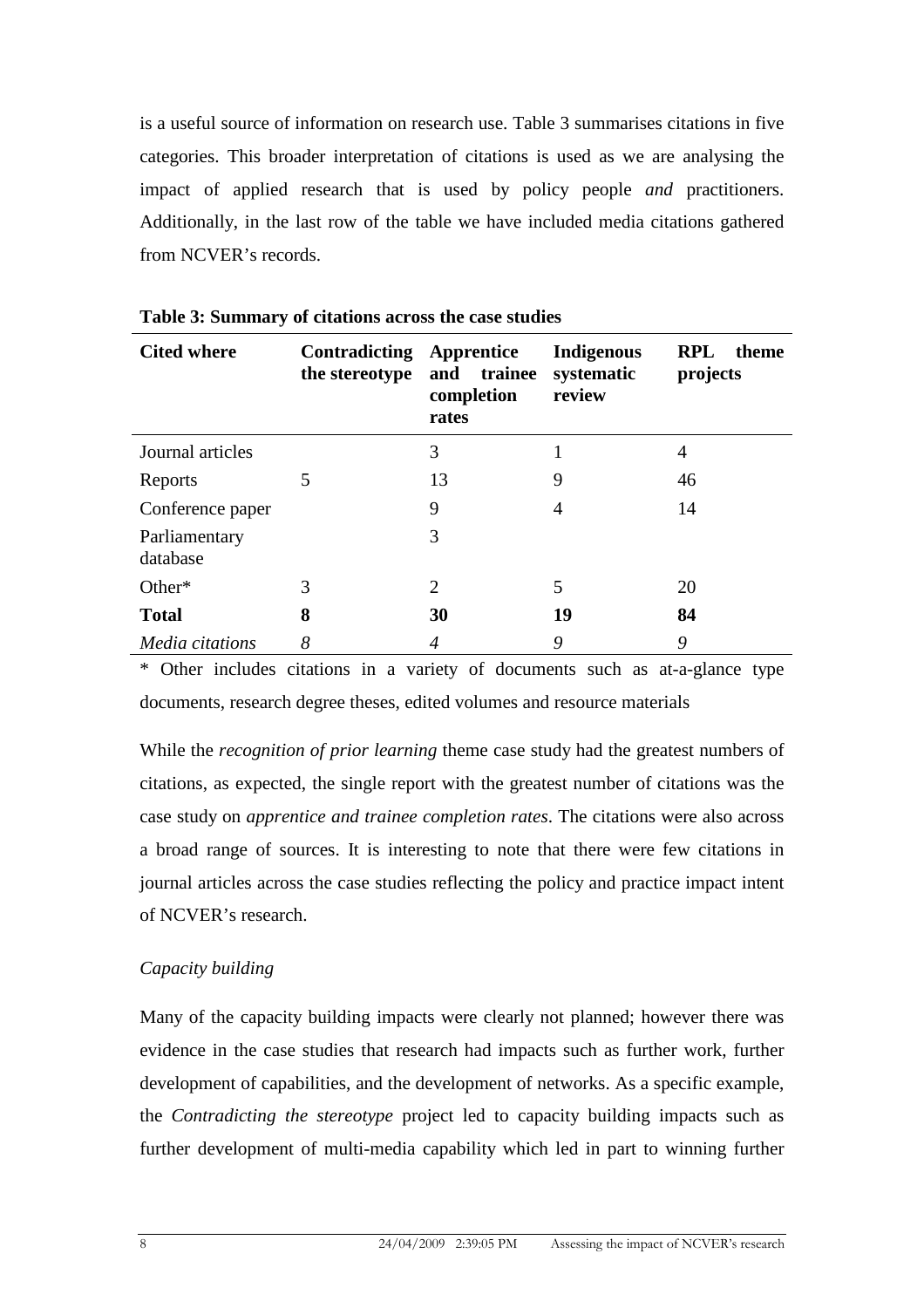is a useful source of information on research use. Table 3 summarises citations in five categories. This broader interpretation of citations is used as we are analysing the impact of applied research that is used by policy people *and* practitioners. Additionally, in the last row of the table we have included media citations gathered from NCVER's records.

**Table 3: Summary of citations across the case studies**

| Cited where | Contradicting the stereotype | Apprentice and trainee completion rates | Indigenous systematic review | RPL theme projects |
|---|---|---|---|---|
| Journal articles | | 3 | 1 | 4 |
| Reports | 5 | 13 | 9 | 46 |
| Conference paper | | 9 | 4 | 14 |
| Parliamentary database | | 3 | | |
| Other* | 3 | 2 | 5 | 20 |
| **Total** | **8** | **30** | **19** | **84** |
| *Media citations* | *8* | *4* | *9* | *9* |

\* Other includes citations in a variety of documents such as at-a-glance type documents, research degree theses, edited volumes and resource materials

While the *recognition of prior learning* theme case study had the greatest numbers of citations, as expected, the single report with the greatest number of citations was the case study on *apprentice and trainee completion rates*. The citations were also across a broad range of sources. It is interesting to note that there were few citations in journal articles across the case studies reflecting the policy and practice impact intent of NCVER's research.

*Capacity building*

Many of the capacity building impacts were clearly not planned; however there was evidence in the case studies that research had impacts such as further work, further development of capabilities, and the development of networks. As a specific example, the *Contradicting the stereotype* project led to capacity building impacts such as further development of multi-media capability which led in part to winning further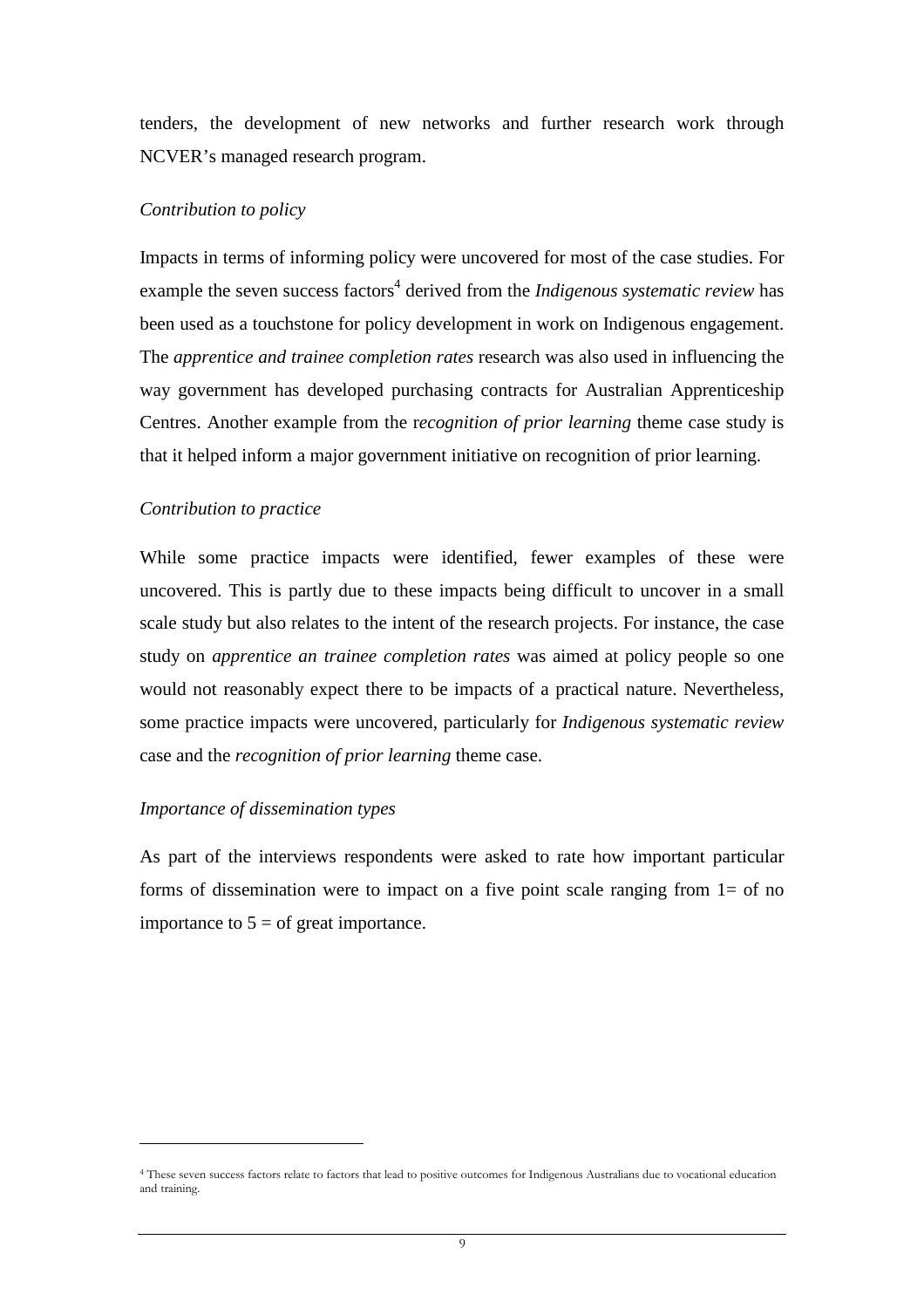tenders, the development of new networks and further research work through NCVER's managed research program.

*Contribution to policy*

Impacts in terms of informing policy were uncovered for most of the case studies. For example the seven success factors[4] derived from the *Indigenous systematic review* has been used as a touchstone for policy development in work on Indigenous engagement. The *apprentice and trainee completion rates* research was also used in influencing the way government has developed purchasing contracts for Australian Apprenticeship Centres. Another example from the r*ecognition of prior learning* theme case study is that it helped inform a major government initiative on recognition of prior learning.

*Contribution to practice*

While some practice impacts were identified, fewer examples of these were uncovered. This is partly due to these impacts being difficult to uncover in a small scale study but also relates to the intent of the research projects. For instance, the case study on *apprentice an trainee completion rates* was aimed at policy people so one would not reasonably expect there to be impacts of a practical nature. Nevertheless, some practice impacts were uncovered, particularly for *Indigenous systematic review* case and the *recognition of prior learning* theme case.

*Importance of dissemination types*

As part of the interviews respondents were asked to rate how important particular forms of dissemination were to impact on a five point scale ranging from 1= of no importance to 5 = of great importance.

---

[4] These seven success factors relate to factors that lead to positive outcomes for Indigenous Australians due to vocational education and training.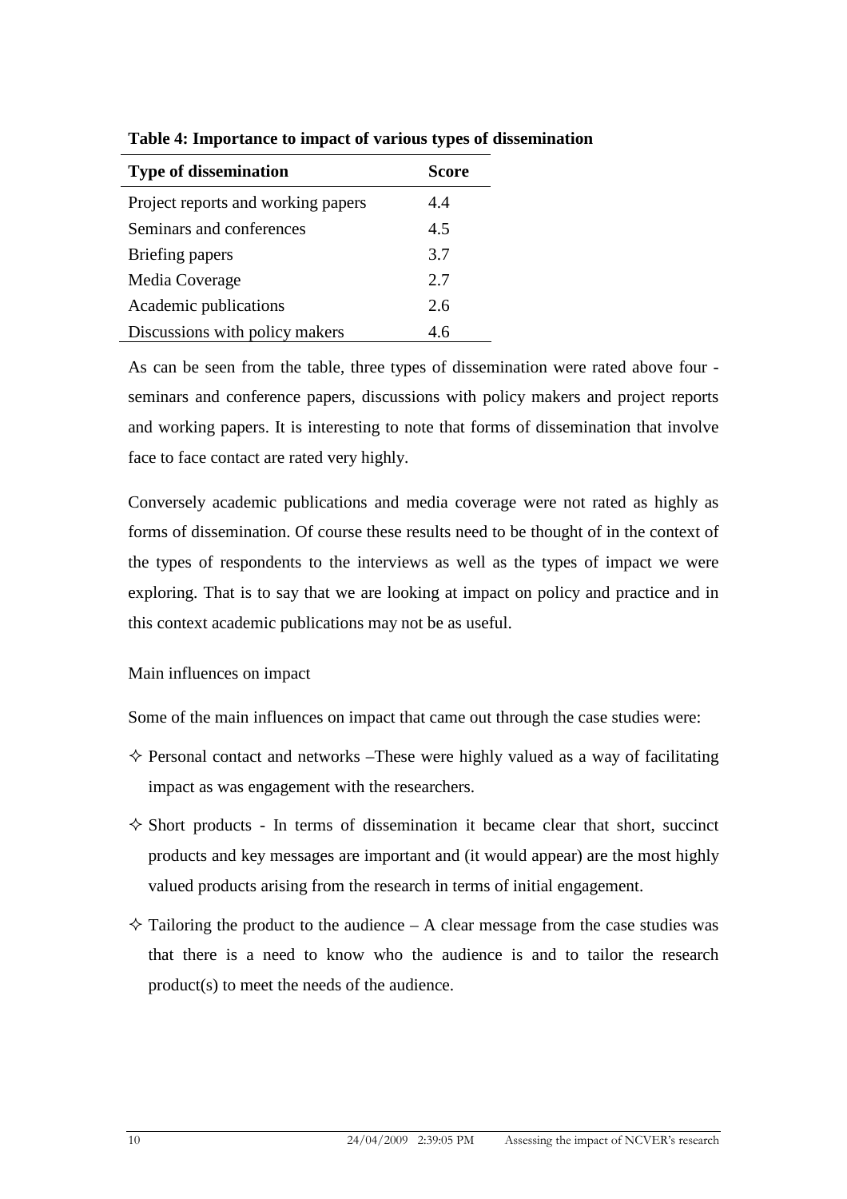**Table 4: Importance to impact of various types of dissemination**

| Type of dissemination | Score |
|---|---|
| Project reports and working papers | 4.4 |
| Seminars and conferences | 4.5 |
| Briefing papers | 3.7 |
| Media Coverage | 2.7 |
| Academic publications | 2.6 |
| Discussions with policy makers | 4.6 |

As can be seen from the table, three types of dissemination were rated above four - seminars and conference papers, discussions with policy makers and project reports and working papers. It is interesting to note that forms of dissemination that involve face to face contact are rated very highly.

Conversely academic publications and media coverage were not rated as highly as forms of dissemination. Of course these results need to be thought of in the context of the types of respondents to the interviews as well as the types of impact we were exploring. That is to say that we are looking at impact on policy and practice and in this context academic publications may not be as useful.

Main influences on impact

Some of the main influences on impact that came out through the case studies were:

- Personal contact and networks –These were highly valued as a way of facilitating impact as was engagement with the researchers.
- Short products - In terms of dissemination it became clear that short, succinct products and key messages are important and (it would appear) are the most highly valued products arising from the research in terms of initial engagement.
- Tailoring the product to the audience – A clear message from the case studies was that there is a need to know who the audience is and to tailor the research product(s) to meet the needs of the audience.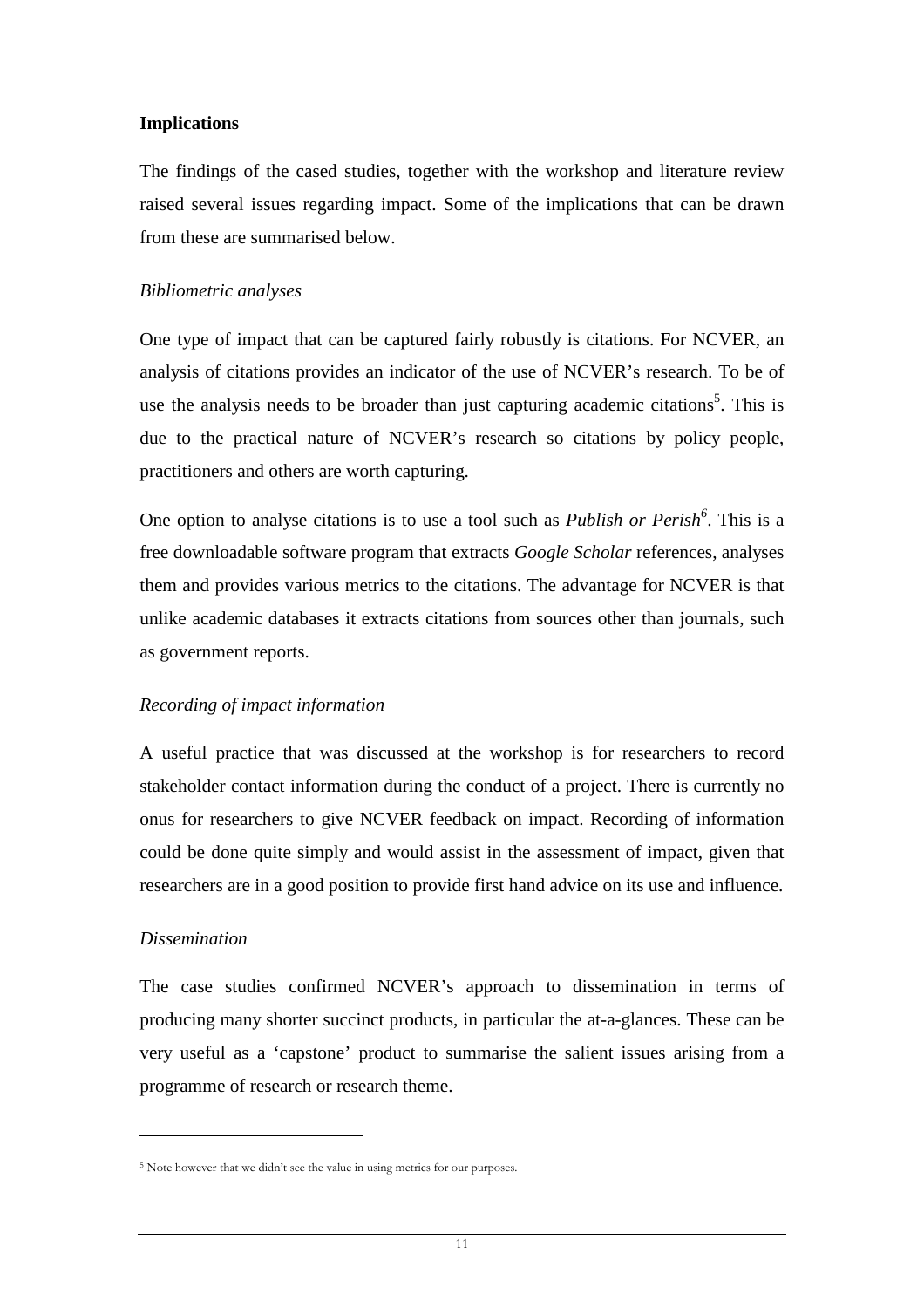**Implications**

The findings of the cased studies, together with the workshop and literature review raised several issues regarding impact. Some of the implications that can be drawn from these are summarised below.

*Bibliometric analyses*

One type of impact that can be captured fairly robustly is citations. For NCVER, an analysis of citations provides an indicator of the use of NCVER's research. To be of use the analysis needs to be broader than just capturing academic citations[5]. This is due to the practical nature of NCVER's research so citations by policy people, practitioners and others are worth capturing.

One option to analyse citations is to use a tool such as *Publish or Perish*[6]. This is a free downloadable software program that extracts *Google Scholar* references, analyses them and provides various metrics to the citations. The advantage for NCVER is that unlike academic databases it extracts citations from sources other than journals, such as government reports.

*Recording of impact information*

A useful practice that was discussed at the workshop is for researchers to record stakeholder contact information during the conduct of a project. There is currently no onus for researchers to give NCVER feedback on impact. Recording of information could be done quite simply and would assist in the assessment of impact, given that researchers are in a good position to provide first hand advice on its use and influence.

*Dissemination*

The case studies confirmed NCVER's approach to dissemination in terms of producing many shorter succinct products, in particular the at-a-glances. These can be very useful as a 'capstone' product to summarise the salient issues arising from a programme of research or research theme.

---

[5] Note however that we didn't see the value in using metrics for our purposes.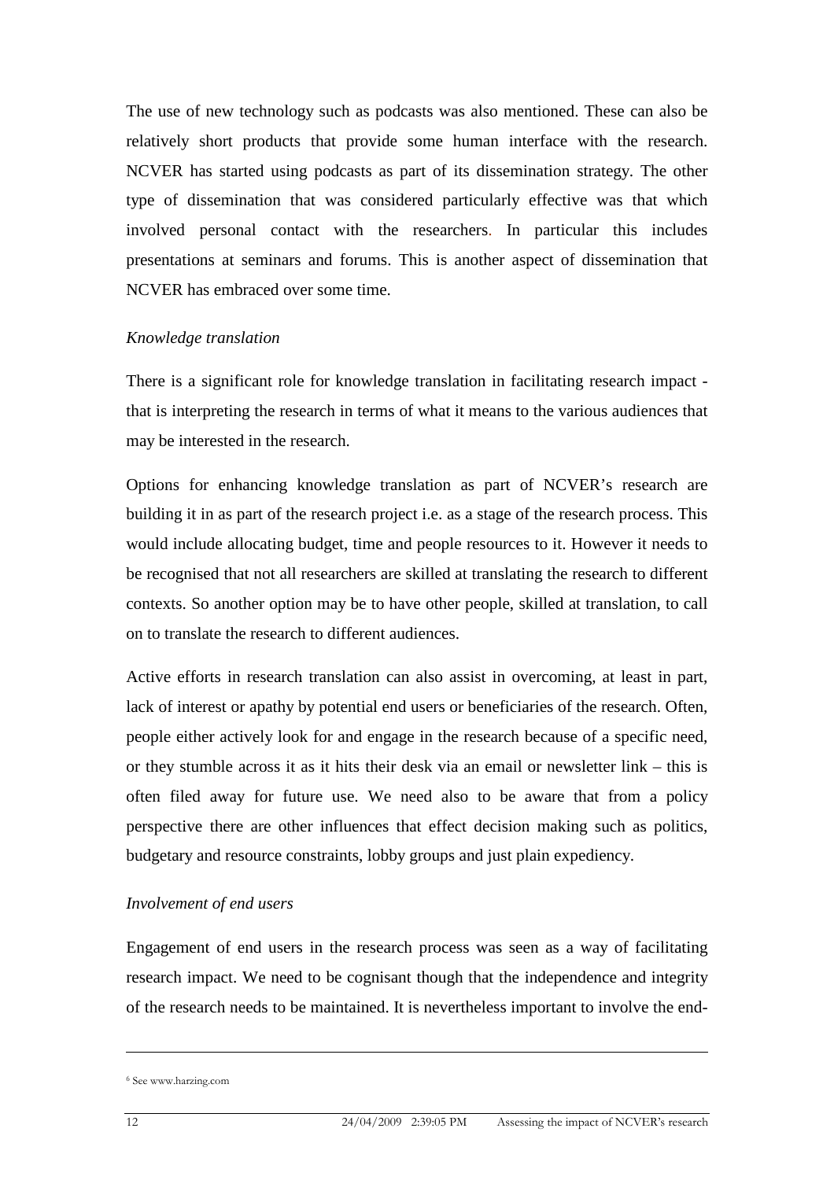The use of new technology such as podcasts was also mentioned. These can also be relatively short products that provide some human interface with the research. NCVER has started using podcasts as part of its dissemination strategy. The other type of dissemination that was considered particularly effective was that which involved personal contact with the researchers. In particular this includes presentations at seminars and forums. This is another aspect of dissemination that NCVER has embraced over some time.

*Knowledge translation*

There is a significant role for knowledge translation in facilitating research impact - that is interpreting the research in terms of what it means to the various audiences that may be interested in the research.

Options for enhancing knowledge translation as part of NCVER's research are building it in as part of the research project i.e. as a stage of the research process. This would include allocating budget, time and people resources to it. However it needs to be recognised that not all researchers are skilled at translating the research to different contexts. So another option may be to have other people, skilled at translation, to call on to translate the research to different audiences.

Active efforts in research translation can also assist in overcoming, at least in part, lack of interest or apathy by potential end users or beneficiaries of the research. Often, people either actively look for and engage in the research because of a specific need, or they stumble across it as it hits their desk via an email or newsletter link – this is often filed away for future use. We need also to be aware that from a policy perspective there are other influences that effect decision making such as politics, budgetary and resource constraints, lobby groups and just plain expediency.

*Involvement of end users*

Engagement of end users in the research process was seen as a way of facilitating research impact. We need to be cognisant though that the independence and integrity of the research needs to be maintained. It is nevertheless important to involve the end-

---

[6] See www.harzing.com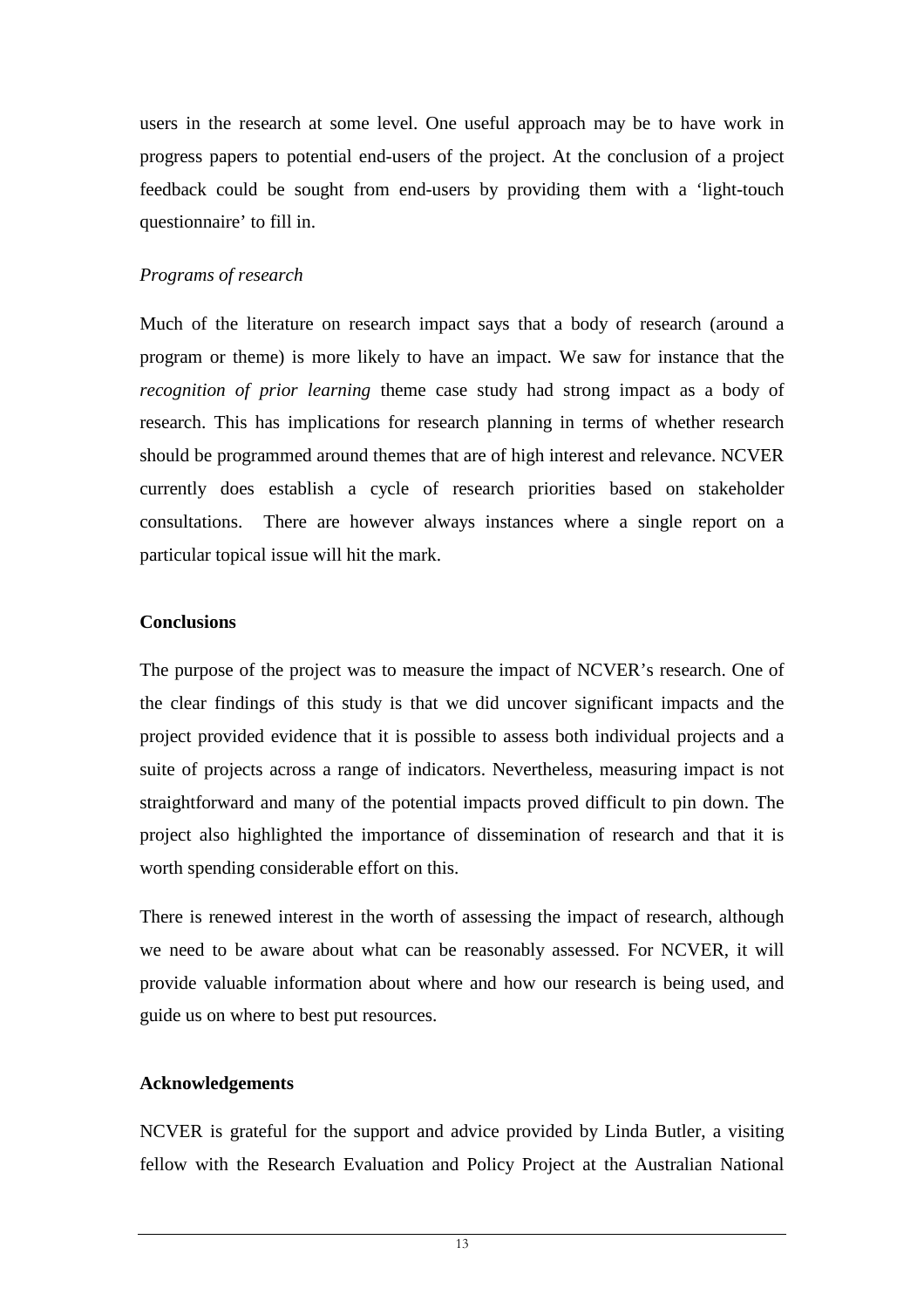users in the research at some level. One useful approach may be to have work in progress papers to potential end-users of the project. At the conclusion of a project feedback could be sought from end-users by providing them with a 'light-touch questionnaire' to fill in.

*Programs of research*

Much of the literature on research impact says that a body of research (around a program or theme) is more likely to have an impact. We saw for instance that the *recognition of prior learning* theme case study had strong impact as a body of research. This has implications for research planning in terms of whether research should be programmed around themes that are of high interest and relevance. NCVER currently does establish a cycle of research priorities based on stakeholder consultations. There are however always instances where a single report on a particular topical issue will hit the mark.

**Conclusions**

The purpose of the project was to measure the impact of NCVER's research. One of the clear findings of this study is that we did uncover significant impacts and the project provided evidence that it is possible to assess both individual projects and a suite of projects across a range of indicators. Nevertheless, measuring impact is not straightforward and many of the potential impacts proved difficult to pin down. The project also highlighted the importance of dissemination of research and that it is worth spending considerable effort on this.

There is renewed interest in the worth of assessing the impact of research, although we need to be aware about what can be reasonably assessed. For NCVER, it will provide valuable information about where and how our research is being used, and guide us on where to best put resources.

**Acknowledgements**

NCVER is grateful for the support and advice provided by Linda Butler, a visiting fellow with the Research Evaluation and Policy Project at the Australian National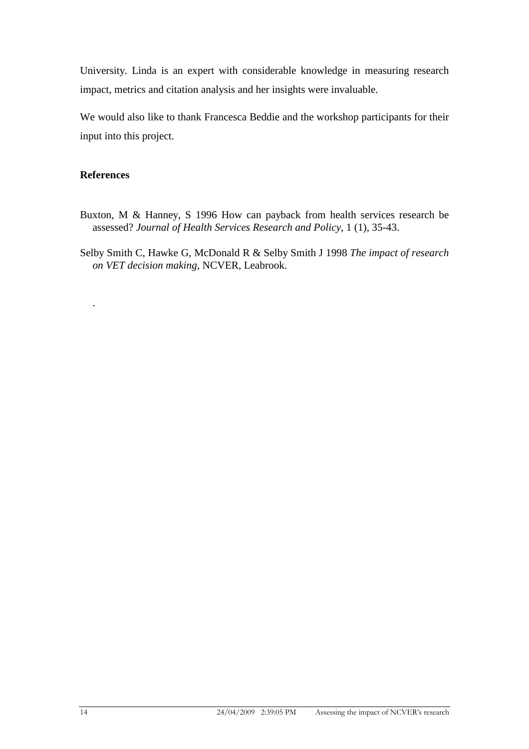University. Linda is an expert with considerable knowledge in measuring research impact, metrics and citation analysis and her insights were invaluable.

We would also like to thank Francesca Beddie and the workshop participants for their input into this project.

## References

Buxton, M & Hanney, S 1996 How can payback from health services research be assessed? *Journal of Health Services Research and Policy*, 1 (1), 35-43.

Selby Smith C, Hawke G, McDonald R & Selby Smith J 1998 *The impact of research on VET decision making*, NCVER, Leabrook.

.